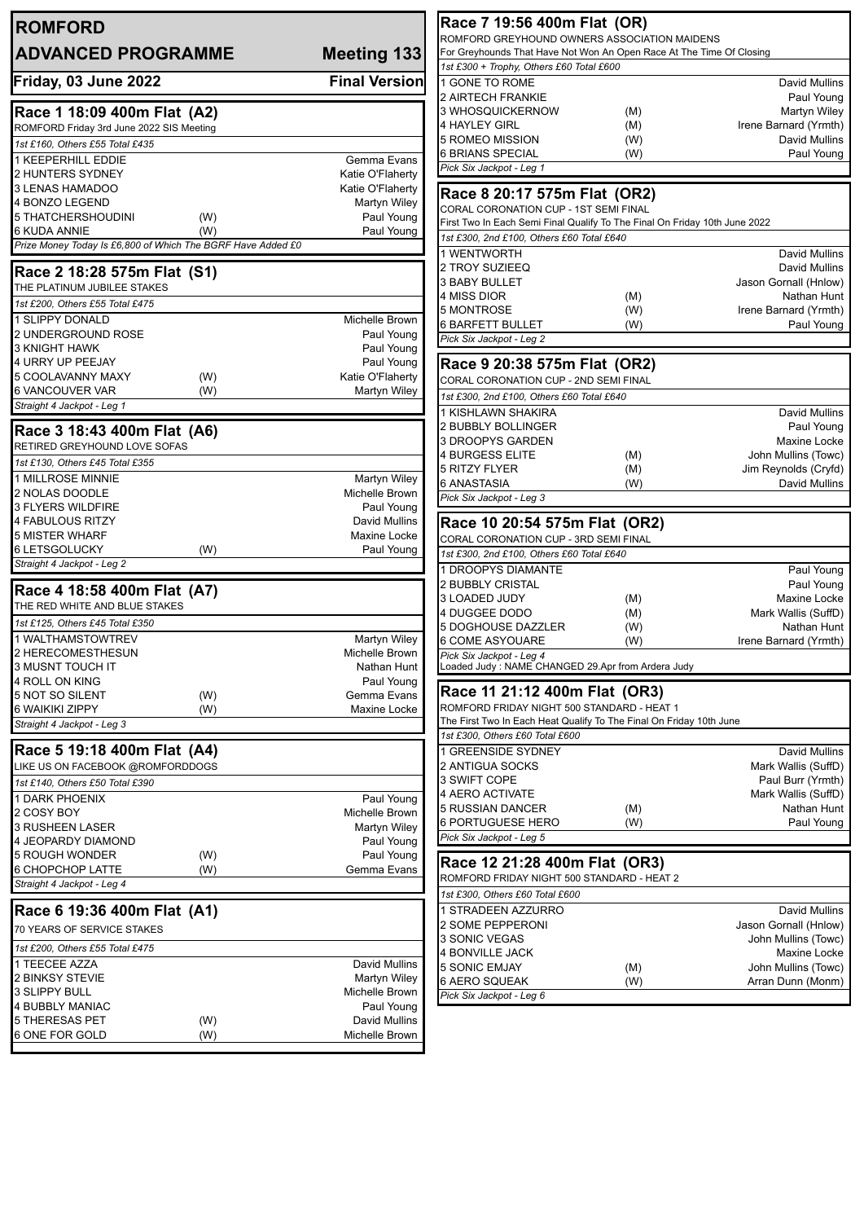# ROMFORD

## ADVANCED PROGRAMME — Meeting 133

**Friday, 03 June 2022** — **Final Version**

### Race 1 18:09 400m Flat (A2)

ROMFORD Friday 3rd June 2022 SIS Meeting

*1st £160, Others £55 Total £435*

| Trap | Greyhound | Seed | Trainer |
|---|---|---|---|
| 1 | KEEPERHILL EDDIE | | Gemma Evans |
| 2 | HUNTERS SYDNEY | | Katie O'Flaherty |
| 3 | LENAS HAMADOO | | Katie O'Flaherty |
| 4 | BONZO LEGEND | | Martyn Wiley |
| 5 | THATCHERSHOUDINI | (W) | Paul Young |
| 6 | KUDA ANNIE | (W) | Paul Young |

*Prize Money Today Is £6,800 of Which The BGRF Have Added £0*

### Race 2 18:28 575m Flat (S1)

THE PLATINUM JUBILEE STAKES

*1st £200, Others £55 Total £475*

| Trap | Greyhound | Seed | Trainer |
|---|---|---|---|
| 1 | SLIPPY DONALD | | Michelle Brown |
| 2 | UNDERGROUND ROSE | | Paul Young |
| 3 | KNIGHT HAWK | | Paul Young |
| 4 | URRY UP PEEJAY | | Paul Young |
| 5 | COOLAVANNY MAXY | (W) | Katie O'Flaherty |
| 6 | VANCOUVER VAR | (W) | Martyn Wiley |

*Straight 4 Jackpot - Leg 1*

### Race 3 18:43 400m Flat (A6)

RETIRED GREYHOUND LOVE SOFAS

*1st £130, Others £45 Total £355*

| Trap | Greyhound | Seed | Trainer |
|---|---|---|---|
| 1 | MILLROSE MINNIE | | Martyn Wiley |
| 2 | NOLAS DOODLE | | Michelle Brown |
| 3 | FLYERS WILDFIRE | | Paul Young |
| 4 | FABULOUS RITZY | | David Mullins |
| 5 | MISTER WHARF | | Maxine Locke |
| 6 | LETSGOLUCKY | (W) | Paul Young |

*Straight 4 Jackpot - Leg 2*

### Race 4 18:58 400m Flat (A7)

THE RED WHITE AND BLUE STAKES

*1st £125, Others £45 Total £350*

| Trap | Greyhound | Seed | Trainer |
|---|---|---|---|
| 1 | WALTHAMSTOWTREV | | Martyn Wiley |
| 2 | HERECOMESTHESUN | | Michelle Brown |
| 3 | MUSNT TOUCH IT | | Nathan Hunt |
| 4 | ROLL ON KING | | Paul Young |
| 5 | NOT SO SILENT | (W) | Gemma Evans |
| 6 | WAIKIKI ZIPPY | (W) | Maxine Locke |

*Straight 4 Jackpot - Leg 3*

### Race 5 19:18 400m Flat (A4)

LIKE US ON FACEBOOK @ROMFORDDOGS

*1st £140, Others £50 Total £390*

| Trap | Greyhound | Seed | Trainer |
|---|---|---|---|
| 1 | DARK PHOENIX | | Paul Young |
| 2 | COSY BOY | | Michelle Brown |
| 3 | RUSHEEN LASER | | Martyn Wiley |
| 4 | JEOPARDY DIAMOND | | Paul Young |
| 5 | ROUGH WONDER | (W) | Paul Young |
| 6 | CHOPCHOP LATTE | (W) | Gemma Evans |

*Straight 4 Jackpot - Leg 4*

### Race 6 19:36 400m Flat (A1)

70 YEARS OF SERVICE STAKES

*1st £200, Others £55 Total £475*

| Trap | Greyhound | Seed | Trainer |
|---|---|---|---|
| 1 | TEECEE AZZA | | David Mullins |
| 2 | BINKSY STEVIE | | Martyn Wiley |
| 3 | SLIPPY BULL | | Michelle Brown |
| 4 | BUBBLY MANIAC | | Paul Young |
| 5 | THERESAS PET | (W) | David Mullins |
| 6 | ONE FOR GOLD | (W) | Michelle Brown |

### Race 7 19:56 400m Flat (OR)

ROMFORD GREYHOUND OWNERS ASSOCIATION MAIDENS

For Greyhounds That Have Not Won An Open Race At The Time Of Closing

*1st £300 + Trophy, Others £60 Total £600*

| Trap | Greyhound | Seed | Trainer |
|---|---|---|---|
| 1 | GONE TO ROME | | David Mullins |
| 2 | AIRTECH FRANKIE | | Paul Young |
| 3 | WHOSQUICKERNOW | (M) | Martyn Wiley |
| 4 | HAYLEY GIRL | (M) | Irene Barnard (Yrmth) |
| 5 | ROMEO MISSION | (W) | David Mullins |
| 6 | BRIANS SPECIAL | (W) | Paul Young |

*Pick Six Jackpot - Leg 1*

### Race 8 20:17 575m Flat (OR2)

CORAL CORONATION CUP - 1ST SEMI FINAL

First Two In Each Semi Final Qualify To The Final On Friday 10th June 2022

*1st £300, 2nd £100, Others £60 Total £640*

| Trap | Greyhound | Seed | Trainer |
|---|---|---|---|
| 1 | WENTWORTH | | David Mullins |
| 2 | TROY SUZIEEQ | | David Mullins |
| 3 | BABY BULLET | | Jason Gornall (Hnlow) |
| 4 | MISS DIOR | (M) | Nathan Hunt |
| 5 | MONTROSE | (W) | Irene Barnard (Yrmth) |
| 6 | BARFETT BULLET | (W) | Paul Young |

*Pick Six Jackpot - Leg 2*

### Race 9 20:38 575m Flat (OR2)

CORAL CORONATION CUP - 2ND SEMI FINAL

*1st £300, 2nd £100, Others £60 Total £640*

| Trap | Greyhound | Seed | Trainer |
|---|---|---|---|
| 1 | KISHLAWN SHAKIRA | | David Mullins |
| 2 | BUBBLY BOLLINGER | | Paul Young |
| 3 | DROOPYS GARDEN | | Maxine Locke |
| 4 | BURGESS ELITE | (M) | John Mullins (Towc) |
| 5 | RITZY FLYER | (M) | Jim Reynolds (Cryfd) |
| 6 | ANASTASIA | (W) | David Mullins |

*Pick Six Jackpot - Leg 3*

### Race 10 20:54 575m Flat (OR2)

CORAL CORONATION CUP - 3RD SEMI FINAL

*1st £300, 2nd £100, Others £60 Total £640*

| Trap | Greyhound | Seed | Trainer |
|---|---|---|---|
| 1 | DROOPYS DIAMANTE | | Paul Young |
| 2 | BUBBLY CRISTAL | | Paul Young |
| 3 | LOADED JUDY | (M) | Maxine Locke |
| 4 | DUGGEE DODO | (M) | Mark Wallis (SuffD) |
| 5 | DOGHOUSE DAZZLER | (W) | Nathan Hunt |
| 6 | COME ASYOUARE | (W) | Irene Barnard (Yrmth) |

*Pick Six Jackpot - Leg 4*

Loaded Judy : NAME CHANGED 29.Apr from Ardera Judy

### Race 11 21:12 400m Flat (OR3)

ROMFORD FRIDAY NIGHT 500 STANDARD - HEAT 1

The First Two In Each Heat Qualify To The Final On Friday 10th June

*1st £300, Others £60 Total £600*

| Trap | Greyhound | Seed | Trainer |
|---|---|---|---|
| 1 | GREENSIDE SYDNEY | | David Mullins |
| 2 | ANTIGUA SOCKS | | Mark Wallis (SuffD) |
| 3 | SWIFT COPE | | Paul Burr (Yrmth) |
| 4 | AERO ACTIVATE | | Mark Wallis (SuffD) |
| 5 | RUSSIAN DANCER | (M) | Nathan Hunt |
| 6 | PORTUGUESE HERO | (W) | Paul Young |

*Pick Six Jackpot - Leg 5*

### Race 12 21:28 400m Flat (OR3)

ROMFORD FRIDAY NIGHT 500 STANDARD - HEAT 2

*1st £300, Others £60 Total £600*

| Trap | Greyhound | Seed | Trainer |
|---|---|---|---|
| 1 | STRADEEN AZZURRO | | David Mullins |
| 2 | SOME PEPPERONI | | Jason Gornall (Hnlow) |
| 3 | SONIC VEGAS | | John Mullins (Towc) |
| 4 | BONVILLE JACK | | Maxine Locke |
| 5 | SONIC EMJAY | (M) | John Mullins (Towc) |
| 6 | AERO SQUEAK | (W) | Arran Dunn (Monm) |

*Pick Six Jackpot - Leg 6*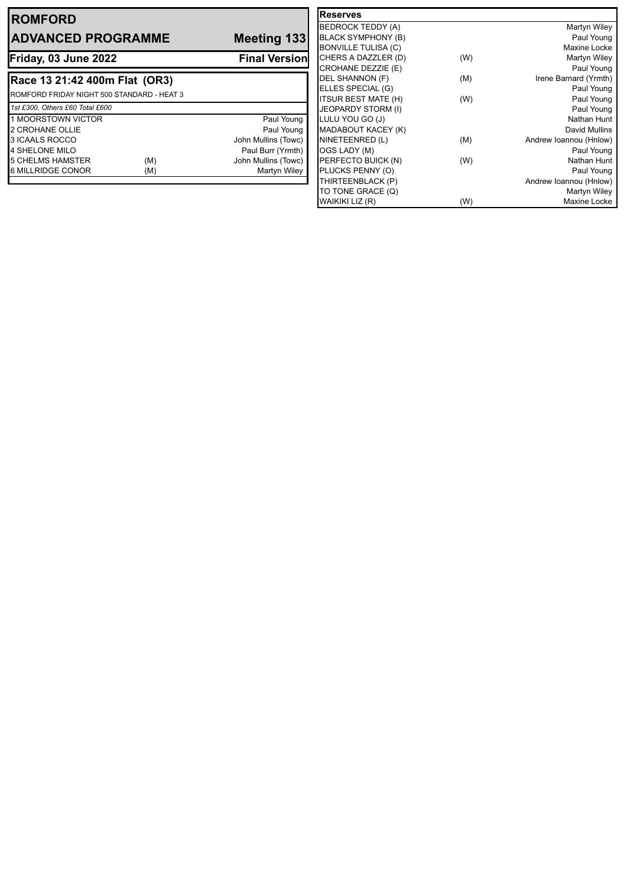# ROMFORD

## ADVANCED PROGRAMME — Meeting 133

**Friday, 03 June 2022** — **Final Version**

### Race 13 21:42 400m Flat (OR3)

ROMFORD FRIDAY NIGHT 500 STANDARD - HEAT 3

*1st £300, Others £60 Total £600*

| | | |
|---|---|---|
| 1 MOORSTOWN VICTOR | | Paul Young |
| 2 CROHANE OLLIE | | Paul Young |
| 3 ICAALS ROCCO | | John Mullins (Towc) |
| 4 SHELONE MILO | | Paul Burr (Yrmth) |
| 5 CHELMS HAMSTER | (M) | John Mullins (Towc) |
| 6 MILLRIDGE CONOR | (M) | Martyn Wiley |

### Reserves

| | | |
|---|---|---|
| BEDROCK TEDDY (A) | | Martyn Wiley |
| BLACK SYMPHONY (B) | | Paul Young |
| BONVILLE TULISA (C) | | Maxine Locke |
| CHERS A DAZZLER (D) | (W) | Martyn Wiley |
| CROHANE DEZZIE (E) | | Paul Young |
| DEL SHANNON (F) | (M) | Irene Barnard (Yrmth) |
| ELLES SPECIAL (G) | | Paul Young |
| ITSUR BEST MATE (H) | (W) | Paul Young |
| JEOPARDY STORM (I) | | Paul Young |
| LULU YOU GO (J) | | Nathan Hunt |
| MADABOUT KACEY (K) | | David Mullins |
| NINETEENRED (L) | (M) | Andrew Ioannou (Hnlow) |
| OGS LADY (M) | | Paul Young |
| PERFECTO BUICK (N) | (W) | Nathan Hunt |
| PLUCKS PENNY (O) | | Paul Young |
| THIRTEENBLACK (P) | | Andrew Ioannou (Hnlow) |
| TO TONE GRACE (Q) | | Martyn Wiley |
| WAIKIKI LIZ (R) | (W) | Maxine Locke |